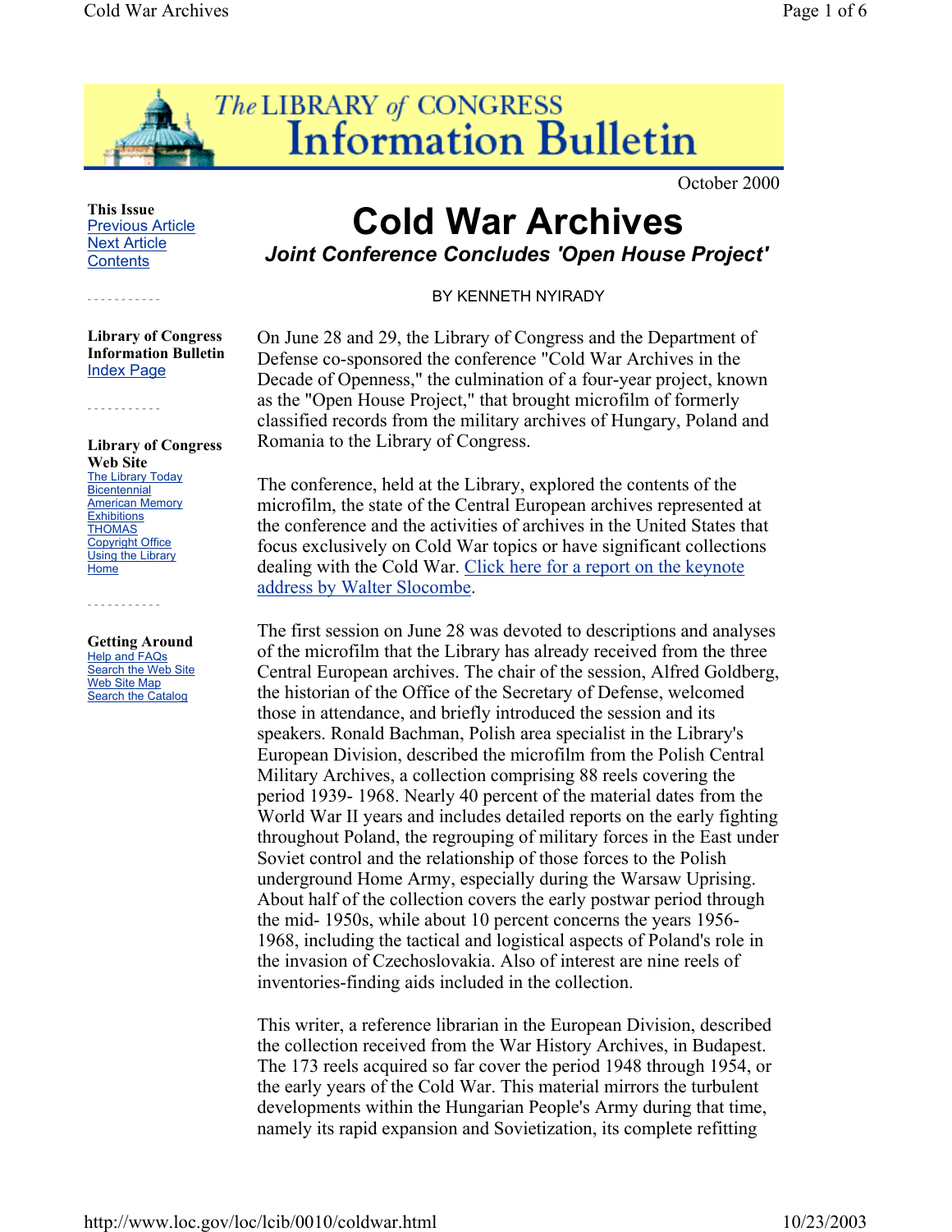The LIBRARY of CONGRESS Information Bulletin

October 2000

**This Issue**
Previous Article
Next Article
Contents

**Library of Congress Information Bulletin**
Index Page

**Library of Congress Web Site**
The Library Today
Bicentennial
American Memory
Exhibitions
THOMAS
Copyright Office
Using the Library
Home

**Getting Around**
Help and FAQs
Search the Web Site
Web Site Map
Search the Catalog

# Cold War Archives

## *Joint Conference Concludes 'Open House Project'*

BY KENNETH NYIRADY

On June 28 and 29, the Library of Congress and the Department of Defense co-sponsored the conference "Cold War Archives in the Decade of Openness," the culmination of a four-year project, known as the "Open House Project," that brought microfilm of formerly classified records from the military archives of Hungary, Poland and Romania to the Library of Congress.

The conference, held at the Library, explored the contents of the microfilm, the state of the Central European archives represented at the conference and the activities of archives in the United States that focus exclusively on Cold War topics or have significant collections dealing with the Cold War. Click here for a report on the keynote address by Walter Slocombe.

The first session on June 28 was devoted to descriptions and analyses of the microfilm that the Library has already received from the three Central European archives. The chair of the session, Alfred Goldberg, the historian of the Office of the Secretary of Defense, welcomed those in attendance, and briefly introduced the session and its speakers. Ronald Bachman, Polish area specialist in the Library's European Division, described the microfilm from the Polish Central Military Archives, a collection comprising 88 reels covering the period 1939- 1968. Nearly 40 percent of the material dates from the World War II years and includes detailed reports on the early fighting throughout Poland, the regrouping of military forces in the East under Soviet control and the relationship of those forces to the Polish underground Home Army, especially during the Warsaw Uprising. About half of the collection covers the early postwar period through the mid- 1950s, while about 10 percent concerns the years 1956-1968, including the tactical and logistical aspects of Poland's role in the invasion of Czechoslovakia. Also of interest are nine reels of inventories-finding aids included in the collection.

This writer, a reference librarian in the European Division, described the collection received from the War History Archives, in Budapest. The 173 reels acquired so far cover the period 1948 through 1954, or the early years of the Cold War. This material mirrors the turbulent developments within the Hungarian People's Army during that time, namely its rapid expansion and Sovietization, its complete refitting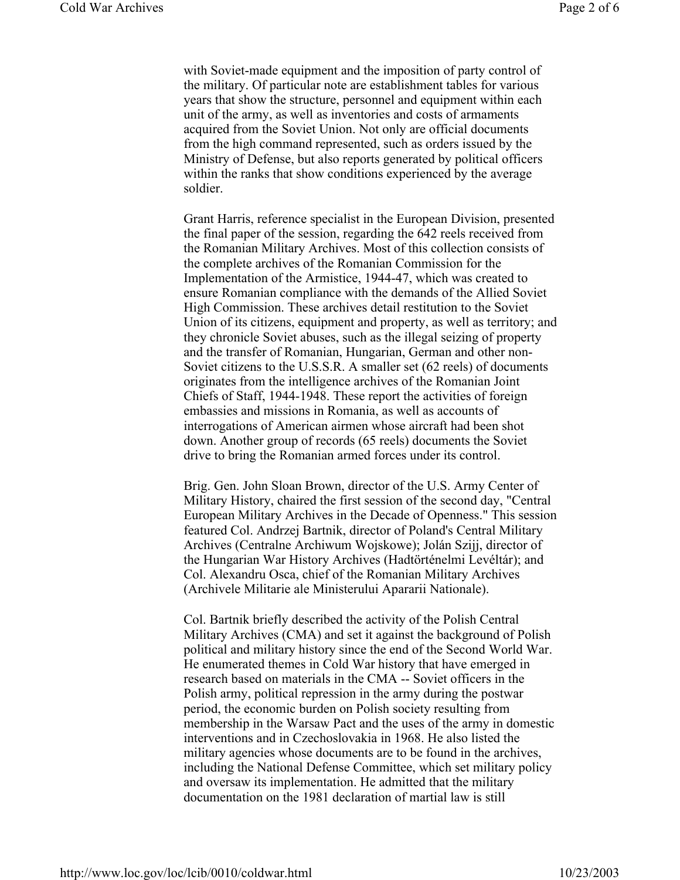with Soviet-made equipment and the imposition of party control of the military. Of particular note are establishment tables for various years that show the structure, personnel and equipment within each unit of the army, as well as inventories and costs of armaments acquired from the Soviet Union. Not only are official documents from the high command represented, such as orders issued by the Ministry of Defense, but also reports generated by political officers within the ranks that show conditions experienced by the average soldier.

Grant Harris, reference specialist in the European Division, presented the final paper of the session, regarding the 642 reels received from the Romanian Military Archives. Most of this collection consists of the complete archives of the Romanian Commission for the Implementation of the Armistice, 1944-47, which was created to ensure Romanian compliance with the demands of the Allied Soviet High Commission. These archives detail restitution to the Soviet Union of its citizens, equipment and property, as well as territory; and they chronicle Soviet abuses, such as the illegal seizing of property and the transfer of Romanian, Hungarian, German and other non-Soviet citizens to the U.S.S.R. A smaller set (62 reels) of documents originates from the intelligence archives of the Romanian Joint Chiefs of Staff, 1944-1948. These report the activities of foreign embassies and missions in Romania, as well as accounts of interrogations of American airmen whose aircraft had been shot down. Another group of records (65 reels) documents the Soviet drive to bring the Romanian armed forces under its control.

Brig. Gen. John Sloan Brown, director of the U.S. Army Center of Military History, chaired the first session of the second day, "Central European Military Archives in the Decade of Openness." This session featured Col. Andrzej Bartnik, director of Poland's Central Military Archives (Centralne Archiwum Wojskowe); Jolán Szijj, director of the Hungarian War History Archives (Hadtörténelmi Levéltár); and Col. Alexandru Osca, chief of the Romanian Military Archives (Archivele Militarie ale Ministerului Apararii Nationale).

Col. Bartnik briefly described the activity of the Polish Central Military Archives (CMA) and set it against the background of Polish political and military history since the end of the Second World War. He enumerated themes in Cold War history that have emerged in research based on materials in the CMA -- Soviet officers in the Polish army, political repression in the army during the postwar period, the economic burden on Polish society resulting from membership in the Warsaw Pact and the uses of the army in domestic interventions and in Czechoslovakia in 1968. He also listed the military agencies whose documents are to be found in the archives, including the National Defense Committee, which set military policy and oversaw its implementation. He admitted that the military documentation on the 1981 declaration of martial law is still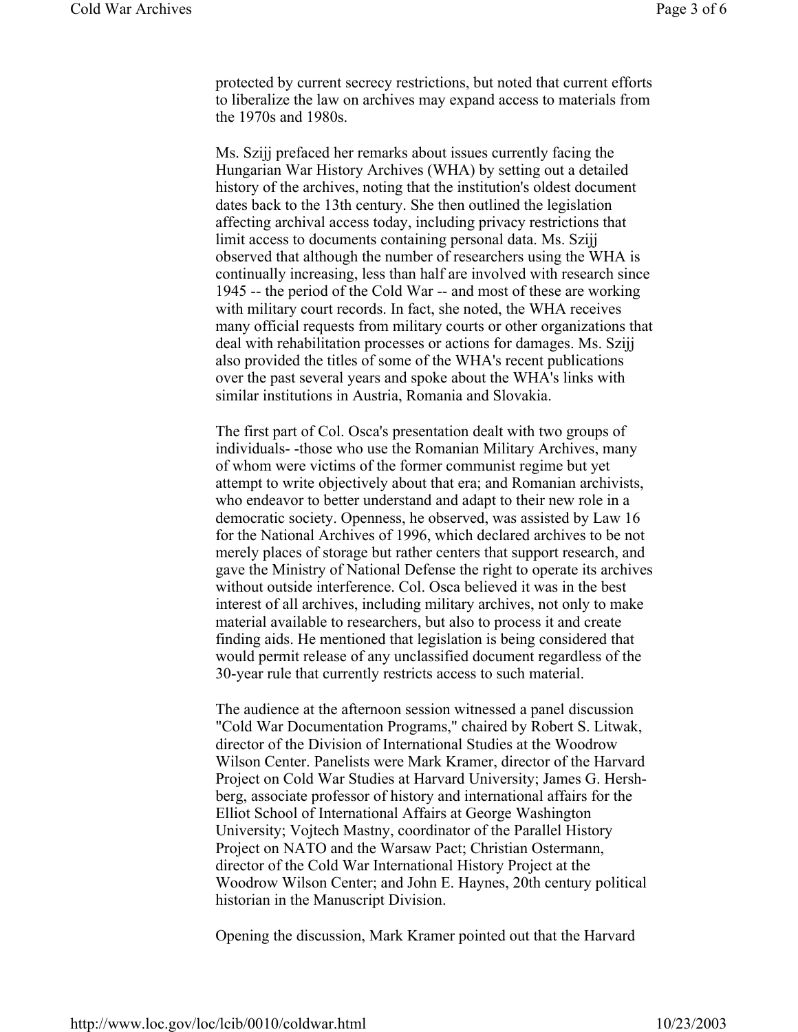protected by current secrecy restrictions, but noted that current efforts to liberalize the law on archives may expand access to materials from the 1970s and 1980s.

Ms. Szijj prefaced her remarks about issues currently facing the Hungarian War History Archives (WHA) by setting out a detailed history of the archives, noting that the institution's oldest document dates back to the 13th century. She then outlined the legislation affecting archival access today, including privacy restrictions that limit access to documents containing personal data. Ms. Szijj observed that although the number of researchers using the WHA is continually increasing, less than half are involved with research since 1945 -- the period of the Cold War -- and most of these are working with military court records. In fact, she noted, the WHA receives many official requests from military courts or other organizations that deal with rehabilitation processes or actions for damages. Ms. Szijj also provided the titles of some of the WHA's recent publications over the past several years and spoke about the WHA's links with similar institutions in Austria, Romania and Slovakia.

The first part of Col. Osca's presentation dealt with two groups of individuals- -those who use the Romanian Military Archives, many of whom were victims of the former communist regime but yet attempt to write objectively about that era; and Romanian archivists, who endeavor to better understand and adapt to their new role in a democratic society. Openness, he observed, was assisted by Law 16 for the National Archives of 1996, which declared archives to be not merely places of storage but rather centers that support research, and gave the Ministry of National Defense the right to operate its archives without outside interference. Col. Osca believed it was in the best interest of all archives, including military archives, not only to make material available to researchers, but also to process it and create finding aids. He mentioned that legislation is being considered that would permit release of any unclassified document regardless of the 30-year rule that currently restricts access to such material.

The audience at the afternoon session witnessed a panel discussion "Cold War Documentation Programs," chaired by Robert S. Litwak, director of the Division of International Studies at the Woodrow Wilson Center. Panelists were Mark Kramer, director of the Harvard Project on Cold War Studies at Harvard University; James G. Hershberg, associate professor of history and international affairs for the Elliot School of International Affairs at George Washington University; Vojtech Mastny, coordinator of the Parallel History Project on NATO and the Warsaw Pact; Christian Ostermann, director of the Cold War International History Project at the Woodrow Wilson Center; and John E. Haynes, 20th century political historian in the Manuscript Division.

Opening the discussion, Mark Kramer pointed out that the Harvard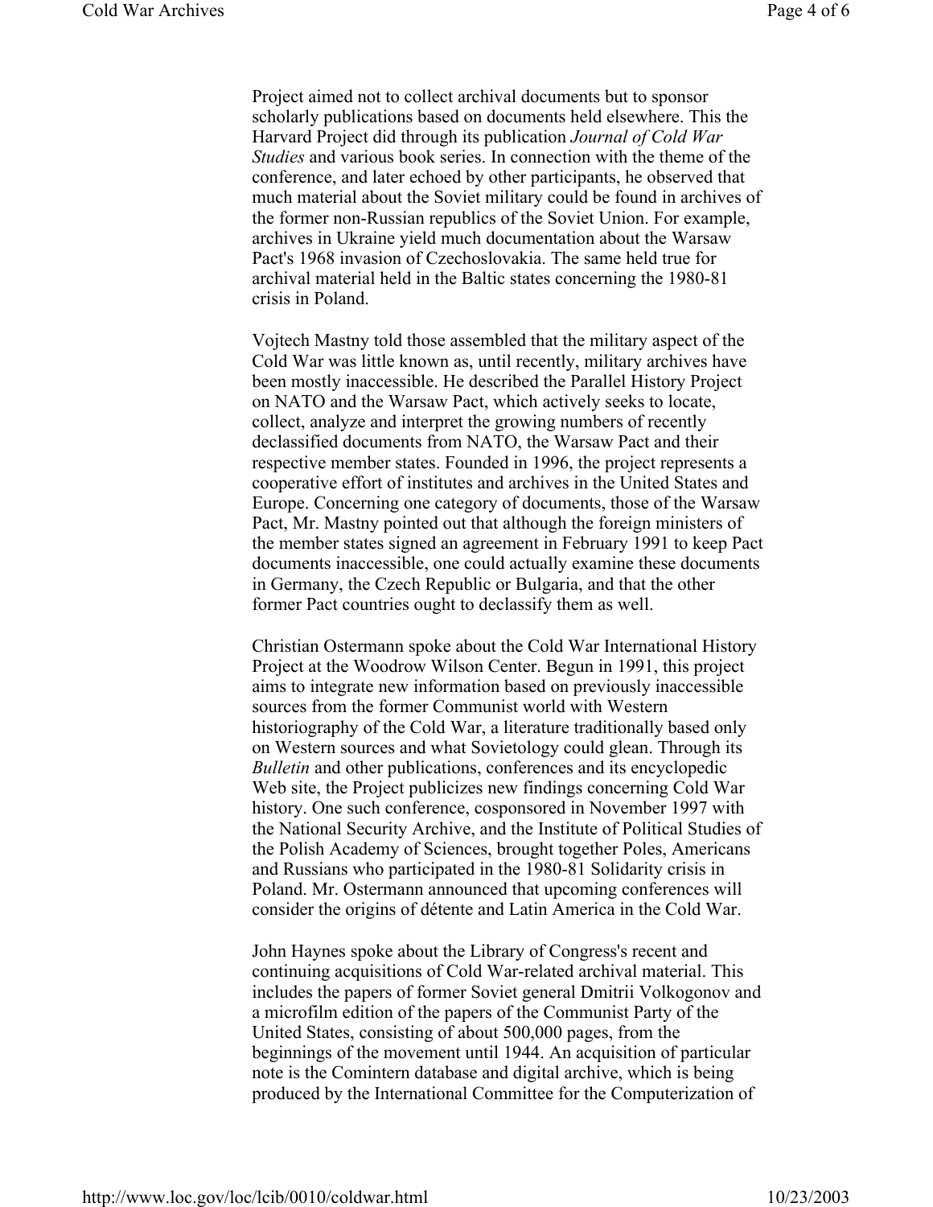Project aimed not to collect archival documents but to sponsor scholarly publications based on documents held elsewhere. This the Harvard Project did through its publication *Journal of Cold War Studies* and various book series. In connection with the theme of the conference, and later echoed by other participants, he observed that much material about the Soviet military could be found in archives of the former non-Russian republics of the Soviet Union. For example, archives in Ukraine yield much documentation about the Warsaw Pact's 1968 invasion of Czechoslovakia. The same held true for archival material held in the Baltic states concerning the 1980-81 crisis in Poland.

Vojtech Mastny told those assembled that the military aspect of the Cold War was little known as, until recently, military archives have been mostly inaccessible. He described the Parallel History Project on NATO and the Warsaw Pact, which actively seeks to locate, collect, analyze and interpret the growing numbers of recently declassified documents from NATO, the Warsaw Pact and their respective member states. Founded in 1996, the project represents a cooperative effort of institutes and archives in the United States and Europe. Concerning one category of documents, those of the Warsaw Pact, Mr. Mastny pointed out that although the foreign ministers of the member states signed an agreement in February 1991 to keep Pact documents inaccessible, one could actually examine these documents in Germany, the Czech Republic or Bulgaria, and that the other former Pact countries ought to declassify them as well.

Christian Ostermann spoke about the Cold War International History Project at the Woodrow Wilson Center. Begun in 1991, this project aims to integrate new information based on previously inaccessible sources from the former Communist world with Western historiography of the Cold War, a literature traditionally based only on Western sources and what Sovietology could glean. Through its *Bulletin* and other publications, conferences and its encyclopedic Web site, the Project publicizes new findings concerning Cold War history. One such conference, cosponsored in November 1997 with the National Security Archive, and the Institute of Political Studies of the Polish Academy of Sciences, brought together Poles, Americans and Russians who participated in the 1980-81 Solidarity crisis in Poland. Mr. Ostermann announced that upcoming conferences will consider the origins of détente and Latin America in the Cold War.

John Haynes spoke about the Library of Congress's recent and continuing acquisitions of Cold War-related archival material. This includes the papers of former Soviet general Dmitrii Volkogonov and a microfilm edition of the papers of the Communist Party of the United States, consisting of about 500,000 pages, from the beginnings of the movement until 1944. An acquisition of particular note is the Comintern database and digital archive, which is being produced by the International Committee for the Computerization of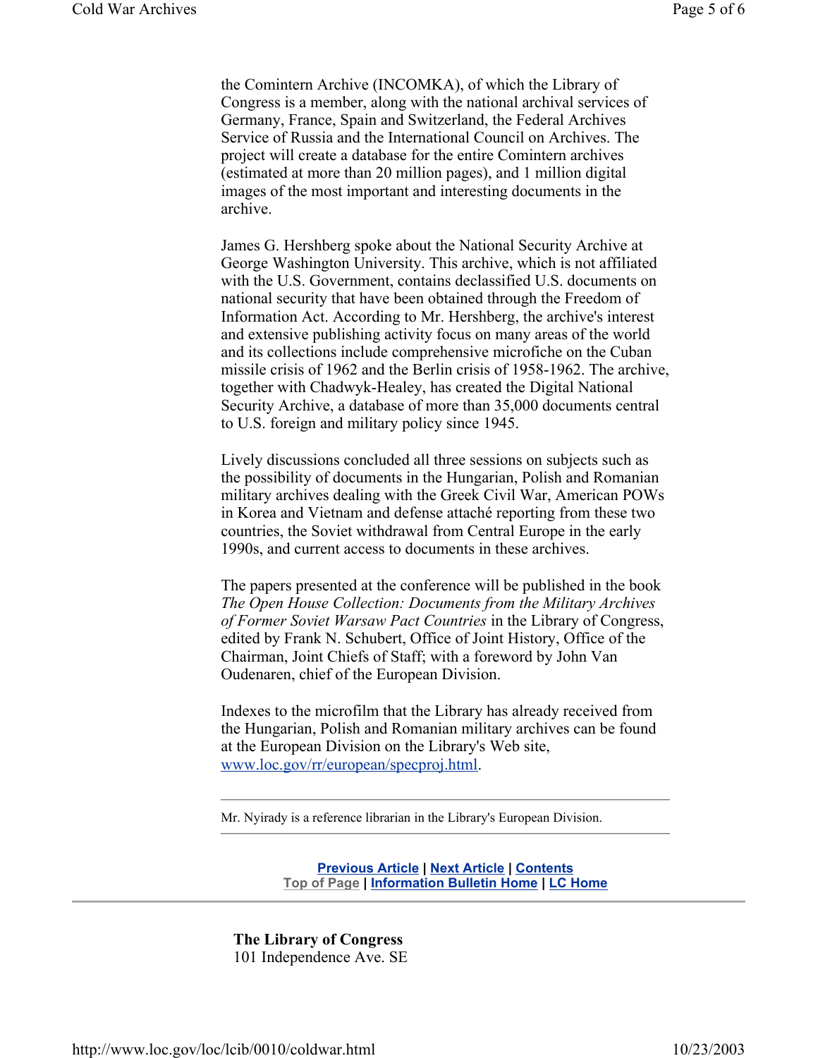the Comintern Archive (INCOMKA), of which the Library of Congress is a member, along with the national archival services of Germany, France, Spain and Switzerland, the Federal Archives Service of Russia and the International Council on Archives. The project will create a database for the entire Comintern archives (estimated at more than 20 million pages), and 1 million digital images of the most important and interesting documents in the archive.

James G. Hershberg spoke about the National Security Archive at George Washington University. This archive, which is not affiliated with the U.S. Government, contains declassified U.S. documents on national security that have been obtained through the Freedom of Information Act. According to Mr. Hershberg, the archive's interest and extensive publishing activity focus on many areas of the world and its collections include comprehensive microfiche on the Cuban missile crisis of 1962 and the Berlin crisis of 1958-1962. The archive, together with Chadwyk-Healey, has created the Digital National Security Archive, a database of more than 35,000 documents central to U.S. foreign and military policy since 1945.

Lively discussions concluded all three sessions on subjects such as the possibility of documents in the Hungarian, Polish and Romanian military archives dealing with the Greek Civil War, American POWs in Korea and Vietnam and defense attaché reporting from these two countries, the Soviet withdrawal from Central Europe in the early 1990s, and current access to documents in these archives.

The papers presented at the conference will be published in the book *The Open House Collection: Documents from the Military Archives of Former Soviet Warsaw Pact Countries* in the Library of Congress, edited by Frank N. Schubert, Office of Joint History, Office of the Chairman, Joint Chiefs of Staff; with a foreword by John Van Oudenaren, chief of the European Division.

Indexes to the microfilm that the Library has already received from the Hungarian, Polish and Romanian military archives can be found at the European Division on the Library's Web site, [www.loc.gov/rr/european/specproj.html](http://www.loc.gov/rr/european/specproj.html).

---

Mr. Nyirady is a reference librarian in the Library's European Division.

---

**Previous Article | Next Article | Contents**
**Top of Page | Information Bulletin Home | LC Home**

---

**The Library of Congress**
101 Independence Ave. SE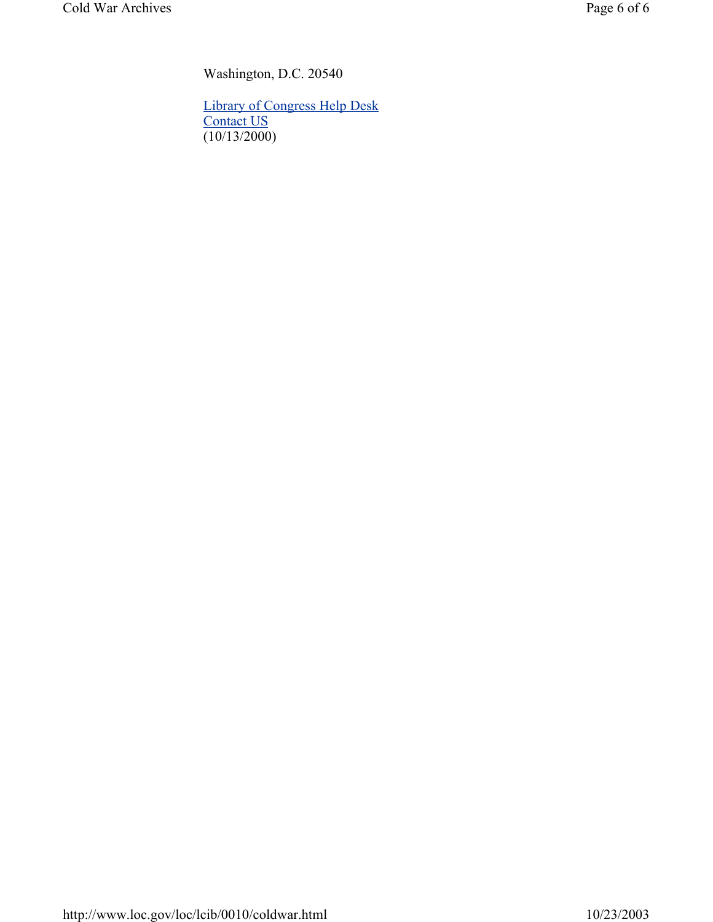Washington, D.C. 20540

[Library of Congress Help Desk](#)
[Contact US](#)
(10/13/2000)